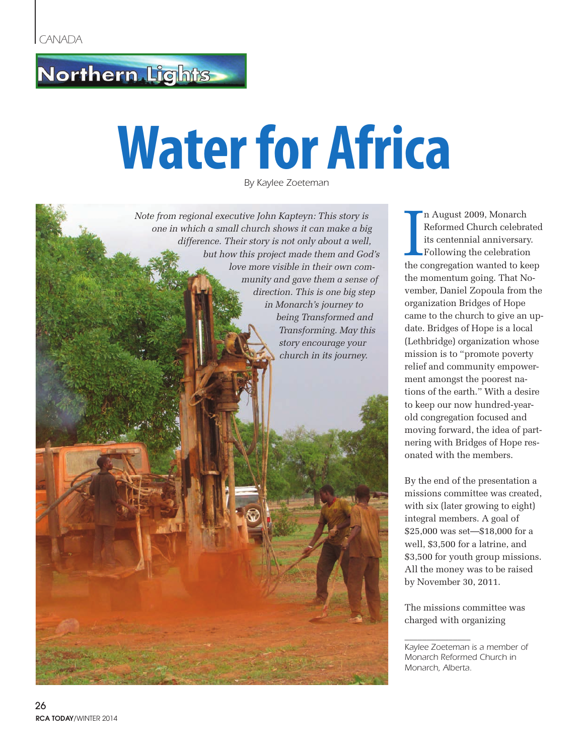CANADA

Northern Lights

# Water for Africa

By Kaylee Zoeteman

*Note from regional executive John Kapteyn: This story is one in which a small church shows it can make a big difference. Their story is not only about a well, but how this project made them and God's love more visible in their own community and gave them a sense of direction. This is one big step in Monarch's journey to being Transformed and Transforming. May this story encourage your church in its journey.*

In August 2009, Monarch Reformed Church celebrated its centennial anniversary. Following the celebration the congregation wanted to keep the momentum going. That November, Daniel Zopoula from the organization Bridges of Hope came to the church to give an update. Bridges of Hope is a local (Lethbridge) organization whose mission is to "promote poverty relief and community empowerment amongst the poorest nations of the earth." With a desire to keep our now hundred-year-old congregation focused and moving forward, the idea of partnering with Bridges of Hope resonated with the members.

By the end of the presentation a missions committee was created, with six (later growing to eight) integral members. A goal of $25,000 was set—$18,000 for a well, $3,500 for a latrine, and $3,500 for youth group missions. All the money was to be raised by November 30, 2011.

The missions committee was charged with organizing

---

*Kaylee Zoeteman is a member of Monarch Reformed Church in Monarch, Alberta.*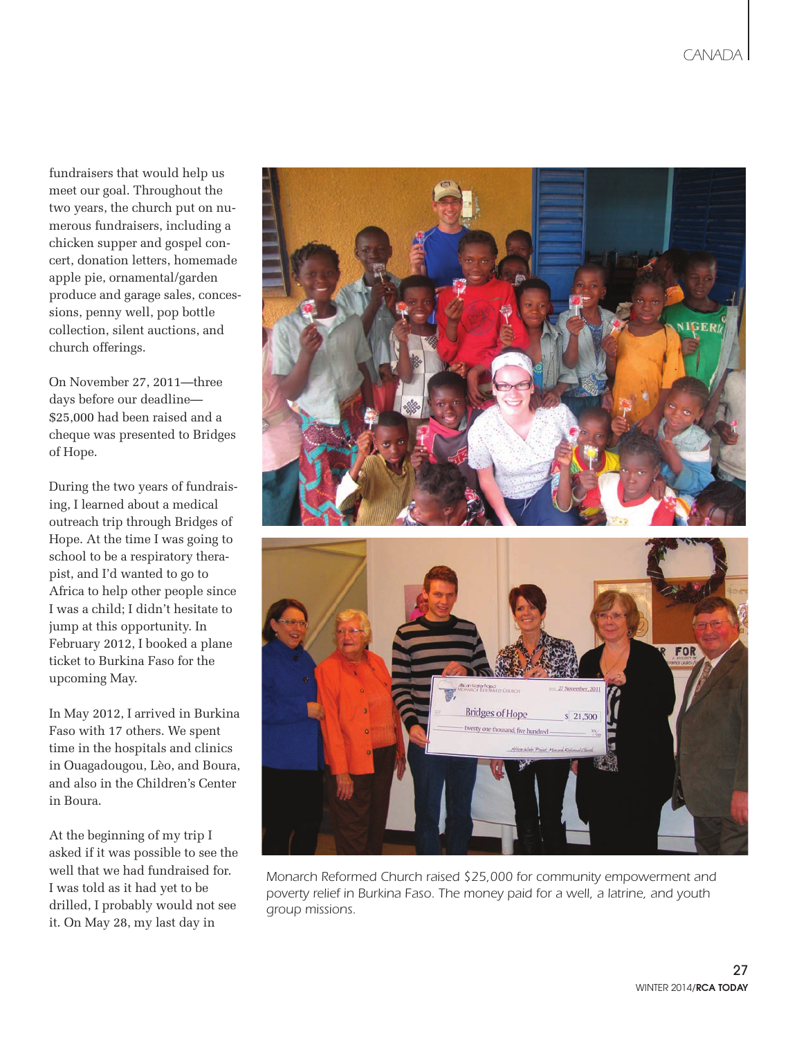fundraisers that would help us meet our goal. Throughout the two years, the church put on numerous fundraisers, including a chicken supper and gospel concert, donation letters, homemade apple pie, ornamental/garden produce and garage sales, concessions, penny well, pop bottle collection, silent auctions, and church offerings.

On November 27, 2011—three days before our deadline—$25,000 had been raised and a cheque was presented to Bridges of Hope.

During the two years of fundraising, I learned about a medical outreach trip through Bridges of Hope. At the time I was going to school to be a respiratory therapist, and I'd wanted to go to Africa to help other people since I was a child; I didn't hesitate to jump at this opportunity. In February 2012, I booked a plane ticket to Burkina Faso for the upcoming May.

In May 2012, I arrived in Burkina Faso with 17 others. We spent time in the hospitals and clinics in Ouagadougou, Lèo, and Boura, and also in the Children's Center in Boura.

At the beginning of my trip I asked if it was possible to see the well that we had fundraised for. I was told as it had yet to be drilled, I probably would not see it. On May 28, my last day in

*Monarch Reformed Church raised $25,000 for community empowerment and poverty relief in Burkina Faso. The money paid for a well, a latrine, and youth group missions.*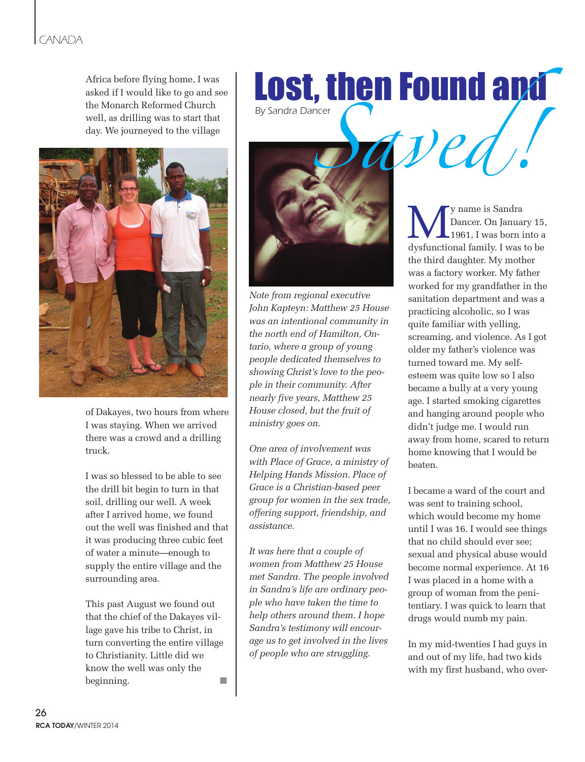Africa before flying home, I was asked if I would like to go and see the Monarch Reformed Church well, as drilling was to start that day. We journeyed to the village of Dakayes, two hours from where I was staying. When we arrived there was a crowd and a drilling truck.

I was so blessed to be able to see the drill bit begin to turn in that soil, drilling our well. A week after I arrived home, we found out the well was finished and that it was producing three cubic feet of water a minute—enough to supply the entire village and the surrounding area.

This past August we found out that the chief of the Dakayes village gave his tribe to Christ, in turn converting the entire village to Christianity. Little did we know the well was only the beginning. ■

# Lost, then Found and *Saved!*

By Sandra Dancer

*Note from regional executive John Kapteyn: Matthew 25 House was an intentional community in the north end of Hamilton, Ontario, where a group of young people dedicated themselves to showing Christ's love to the people in their community. After nearly five years, Matthew 25 House closed, but the fruit of ministry goes on.*

*One area of involvement was with Place of Grace, a ministry of Helping Hands Mission. Place of Grace is a Christian-based peer group for women in the sex trade, offering support, friendship, and assistance.*

*It was here that a couple of women from Matthew 25 House met Sandra. The people involved in Sandra's life are ordinary people who have taken the time to help others around them. I hope Sandra's testimony will encourage us to get involved in the lives of people who are struggling.*

My name is Sandra Dancer. On January 15, 1961, I was born into a dysfunctional family. I was to be the third daughter. My mother was a factory worker. My father worked for my grandfather in the sanitation department and was a practicing alcoholic, so I was quite familiar with yelling, screaming, and violence. As I got older my father's violence was turned toward me. My self-esteem was quite low so I also became a bully at a very young age. I started smoking cigarettes and hanging around people who didn't judge me. I would run away from home, scared to return home knowing that I would be beaten.

I became a ward of the court and was sent to training school, which would become my home until I was 16. I would see things that no child should ever see; sexual and physical abuse would become normal experience. At 16 I was placed in a home with a group of woman from the penitentiary. I was quick to learn that drugs would numb my pain.

In my mid-twenties I had guys in and out of my life, had two kids with my first husband, who over-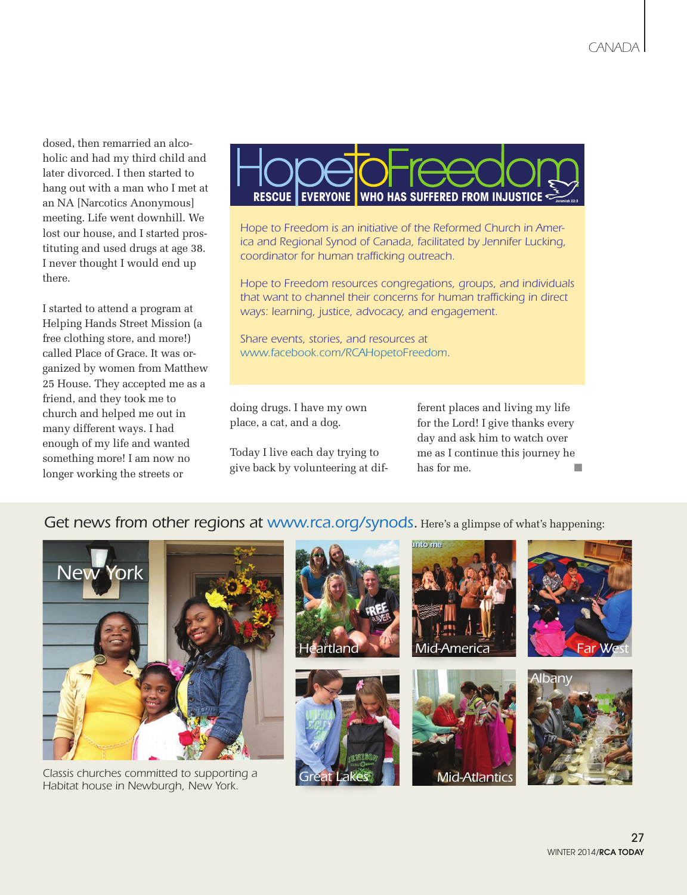dosed, then remarried an alcoholic and had my third child and later divorced. I then started to hang out with a man who I met at an NA [Narcotics Anonymous] meeting. Life went downhill. We lost our house, and I started prostituting and used drugs at age 38. I never thought I would end up there.

I started to attend a program at Helping Hands Street Mission (a free clothing store, and more!) called Place of Grace. It was organized by women from Matthew 25 House. They accepted me as a friend, and they took me to church and helped me out in many different ways. I had enough of my life and wanted something more! I am now no longer working the streets or doing drugs. I have my own place, a cat, and a dog.

Today I live each day trying to give back by volunteering at different places and living my life for the Lord! I give thanks every day and ask him to watch over me as I continue this journey he has for me.

## HopetoFreedom

**RESCUE | EVERYONE | WHO HAS SUFFERED FROM INJUSTICE**

Jeremiah 22:3

Hope to Freedom is an initiative of the Reformed Church in America and Regional Synod of Canada, facilitated by Jennifer Lucking, coordinator for human trafficking outreach.

Hope to Freedom resources congregations, groups, and individuals that want to channel their concerns for human trafficking in direct ways: learning, justice, advocacy, and engagement.

Share events, stories, and resources at www.facebook.com/RCAHopetoFreedom.

Get news from other regions at www.rca.org/synods. Here's a glimpse of what's happening:

New York

Classis churches committed to supporting a Habitat house in Newburgh, New York.

Heartland

Mid-America

Far West

Great Lakes

Mid-Atlantics

Albany